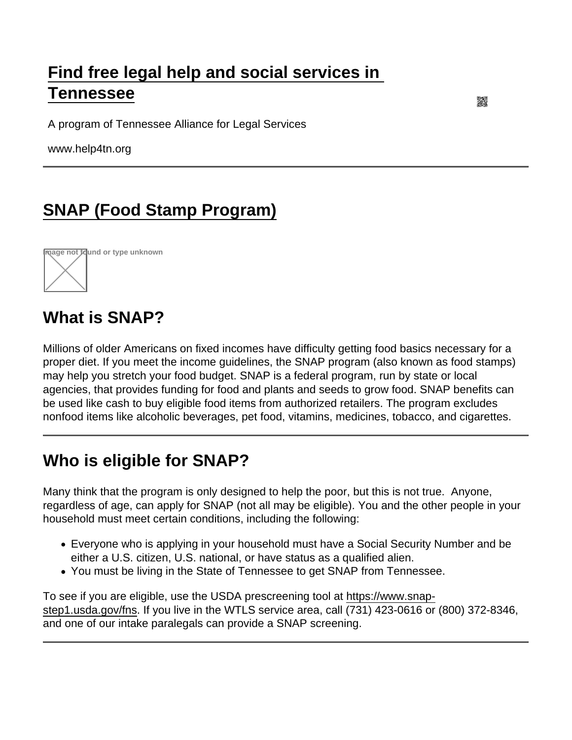# Find free legal help and social services in Tennessee

A program of Tennessee Alliance for Legal Services

www.help4tn.org

# SNAP (Food Stamp Program)

Image not found or type unknown

## What is SNAP?

Millions of older Americans on fixed incomes have difficulty getting food basics necessary for a proper diet. If you meet the income guidelines, the SNAP program (also known as food stamps) may help you stretch your food budget. SNAP is a federal program, run by state or local agencies, that provides funding for food and plants and seeds to grow food. SNAP benefits can be used like cash to buy eligible food items from authorized retailers. The program excludes nonfood items like alcoholic beverages, pet food, vitamins, medicines, tobacco, and cigarettes.

---

## Who is eligible for SNAP?

Many think that the program is only designed to help the poor, but this is not true. Anyone, regardless of age, can apply for SNAP (not all may be eligible). You and the other people in your household must meet certain conditions, including the following:

- Everyone who is applying in your household must have a Social Security Number and be either a U.S. citizen, U.S. national, or have status as a qualified alien.
- You must be living in the State of Tennessee to get SNAP from Tennessee.

To see if you are eligible, use the USDA prescreening tool at https://www.snap-step1.usda.gov/fns. If you live in the WTLS service area, call (731) 423-0616 or (800) 372-8346, and one of our intake paralegals can provide a SNAP screening.

---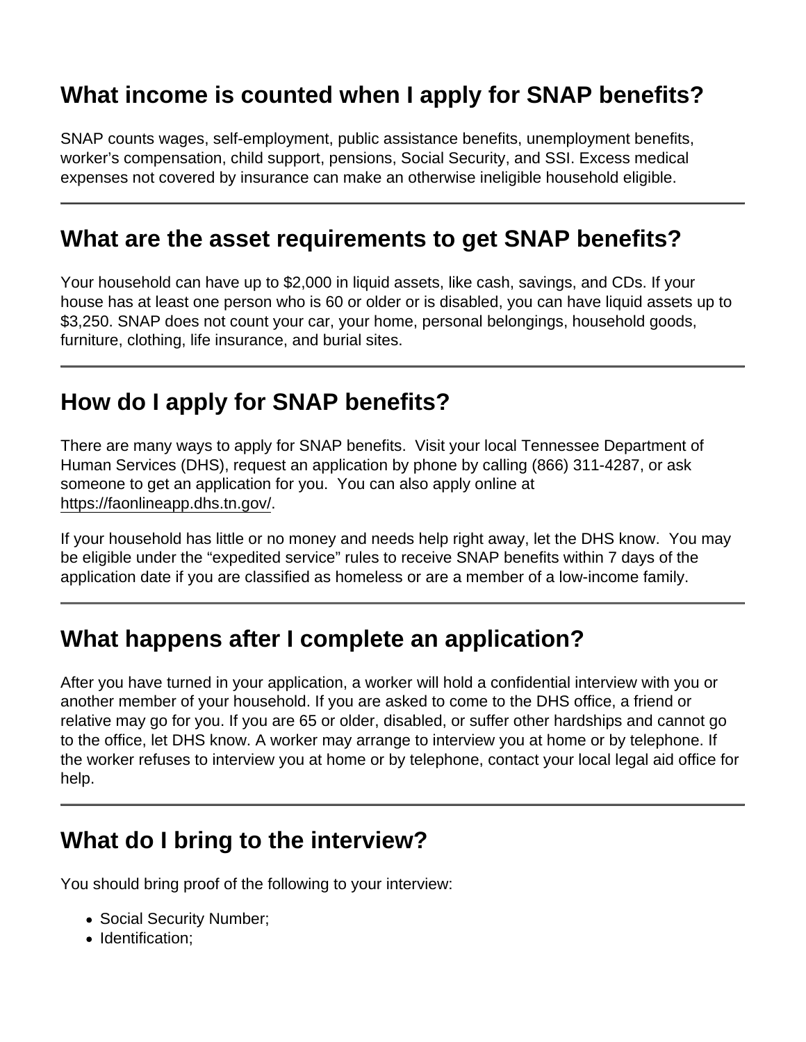## What income is counted when I apply for SNAP benefits?

SNAP counts wages, self-employment, public assistance benefits, unemployment benefits, worker's compensation, child support, pensions, Social Security, and SSI. Excess medical expenses not covered by insurance can make an otherwise ineligible household eligible.

---

## What are the asset requirements to get SNAP benefits?

Your household can have up to $2,000 in liquid assets, like cash, savings, and CDs. If your house has at least one person who is 60 or older or is disabled, you can have liquid assets up to $3,250. SNAP does not count your car, your home, personal belongings, household goods, furniture, clothing, life insurance, and burial sites.

---

## How do I apply for SNAP benefits?

There are many ways to apply for SNAP benefits. Visit your local Tennessee Department of Human Services (DHS), request an application by phone by calling (866) 311-4287, or ask someone to get an application for you. You can also apply online at https://faonlineapp.dhs.tn.gov/.

If your household has little or no money and needs help right away, let the DHS know. You may be eligible under the "expedited service" rules to receive SNAP benefits within 7 days of the application date if you are classified as homeless or are a member of a low-income family.

---

## What happens after I complete an application?

After you have turned in your application, a worker will hold a confidential interview with you or another member of your household. If you are asked to come to the DHS office, a friend or relative may go for you. If you are 65 or older, disabled, or suffer other hardships and cannot go to the office, let DHS know. A worker may arrange to interview you at home or by telephone. If the worker refuses to interview you at home or by telephone, contact your local legal aid office for help.

---

## What do I bring to the interview?

You should bring proof of the following to your interview:

- Social Security Number;
- Identification;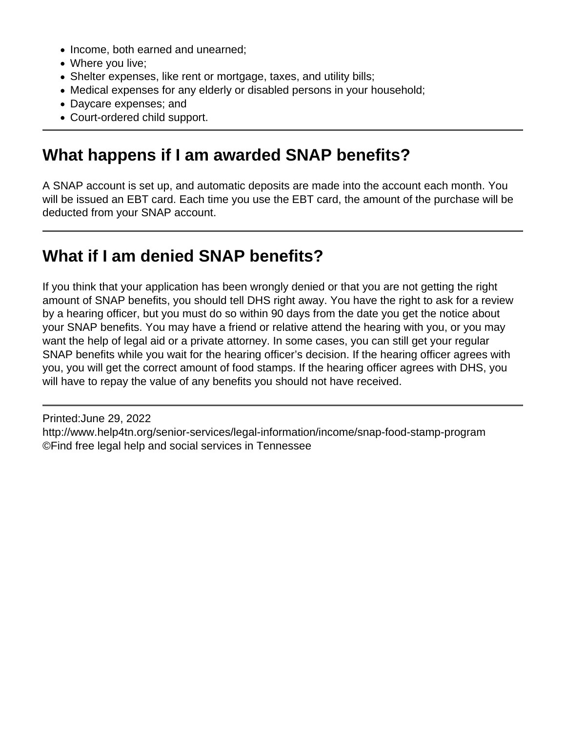- Income, both earned and unearned;
- Where you live;
- Shelter expenses, like rent or mortgage, taxes, and utility bills;
- Medical expenses for any elderly or disabled persons in your household;
- Daycare expenses; and
- Court-ordered child support.

---

## What happens if I am awarded SNAP benefits?

A SNAP account is set up, and automatic deposits are made into the account each month. You will be issued an EBT card. Each time you use the EBT card, the amount of the purchase will be deducted from your SNAP account.

---

## What if I am denied SNAP benefits?

If you think that your application has been wrongly denied or that you are not getting the right amount of SNAP benefits, you should tell DHS right away. You have the right to ask for a review by a hearing officer, but you must do so within 90 days from the date you get the notice about your SNAP benefits. You may have a friend or relative attend the hearing with you, or you may want the help of legal aid or a private attorney. In some cases, you can still get your regular SNAP benefits while you wait for the hearing officer's decision. If the hearing officer agrees with you, you will get the correct amount of food stamps. If the hearing officer agrees with DHS, you will have to repay the value of any benefits you should not have received.

---

Printed:June 29, 2022
http://www.help4tn.org/senior-services/legal-information/income/snap-food-stamp-program
©Find free legal help and social services in Tennessee